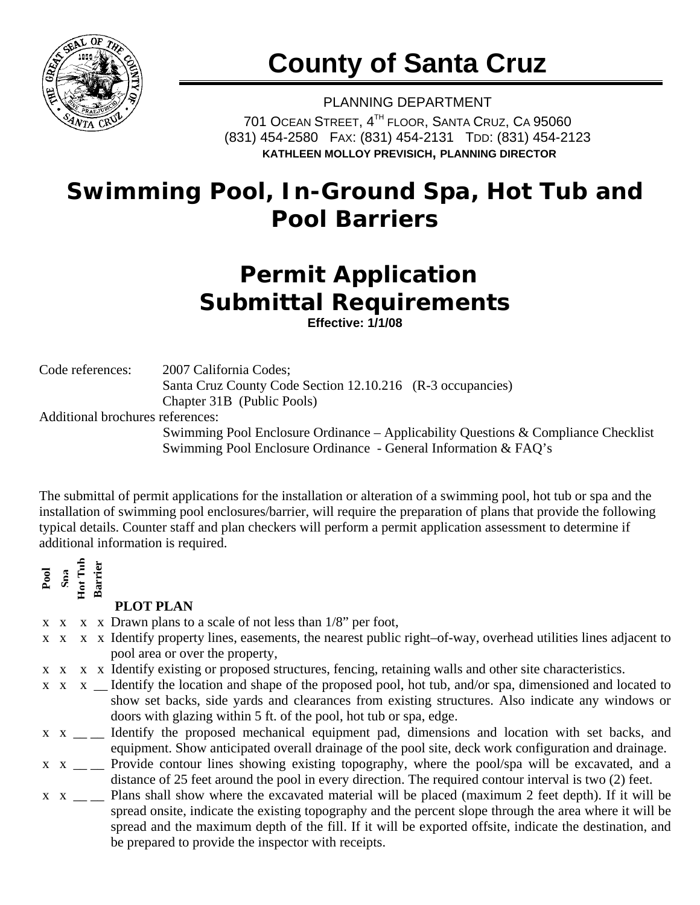# County of Santa Cruz

PLANNING DEPARTMENT

701 OCEAN STREET, 4TH FLOOR, SANTA CRUZ, CA 95060
(831) 454-2580 FAX: (831) 454-2131 TDD: (831) 454-2123
**KATHLEEN MOLLOY PREVISICH, PLANNING DIRECTOR**

# Swimming Pool, In-Ground Spa, Hot Tub and Pool Barriers

## Permit Application Submittal Requirements

**Effective: 1/1/08**

Code references: 2007 California Codes;
Santa Cruz County Code Section 12.10.216 (R-3 occupancies)
Chapter 31B (Public Pools)

Additional brochures references:
Swimming Pool Enclosure Ordinance – Applicability Questions & Compliance Checklist
Swimming Pool Enclosure Ordinance - General Information & FAQ's

The submittal of permit applications for the installation or alteration of a swimming pool, hot tub or spa and the installation of swimming pool enclosures/barrier, will require the preparation of plans that provide the following typical details. Counter staff and plan checkers will perform a permit application assessment to determine if additional information is required.

| Pool | Spa | Hot Tub | Barrier | PLOT PLAN |
|---|---|---|---|---|
| x | x | x | x | Drawn plans to a scale of not less than 1/8" per foot, |
| x | x | x | x | Identify property lines, easements, the nearest public right–of-way, overhead utilities lines adjacent to pool area or over the property, |
| x | x | x | x | Identify existing or proposed structures, fencing, retaining walls and other site characteristics. |
| x | x | x | __ | Identify the location and shape of the proposed pool, hot tub, and/or spa, dimensioned and located to show set backs, side yards and clearances from existing structures. Also indicate any windows or doors with glazing within 5 ft. of the pool, hot tub or spa, edge. |
| x | x | __ | __ | Identify the proposed mechanical equipment pad, dimensions and location with set backs, and equipment. Show anticipated overall drainage of the pool site, deck work configuration and drainage. |
| x | x | __ | __ | Provide contour lines showing existing topography, where the pool/spa will be excavated, and a distance of 25 feet around the pool in every direction. The required contour interval is two (2) feet. |
| x | x | __ | __ | Plans shall show where the excavated material will be placed (maximum 2 feet depth). If it will be spread onsite, indicate the existing topography and the percent slope through the area where it will be spread and the maximum depth of the fill. If it will be exported offsite, indicate the destination, and be prepared to provide the inspector with receipts. |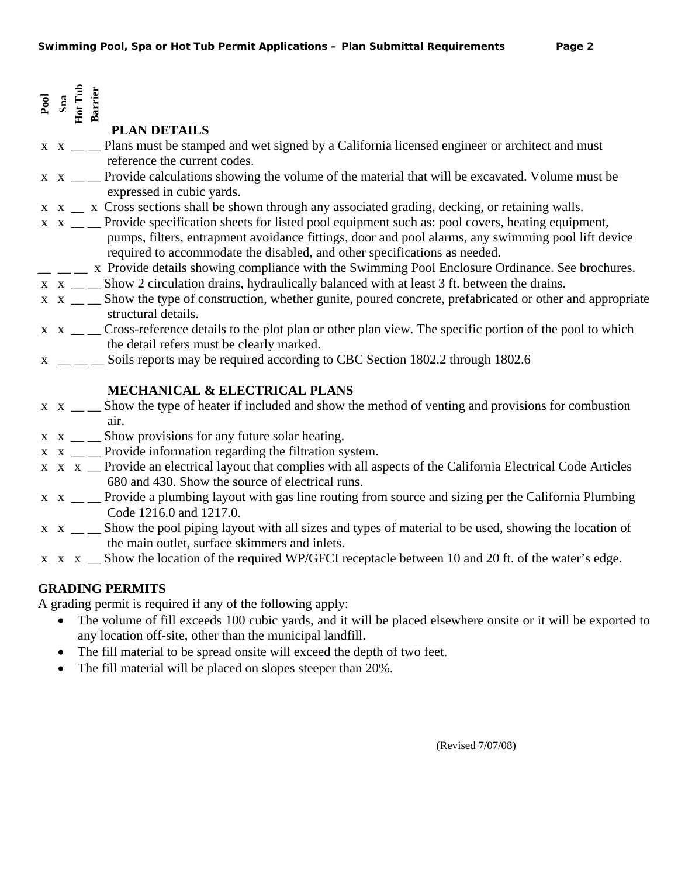| Pool | Spa | Hot Tub | Barrier | **PLAN DETAILS** |
|---|---|---|---|---|
| x | x | __ | __ | Plans must be stamped and wet signed by a California licensed engineer or architect and must reference the current codes. |
| x | x | __ | __ | Provide calculations showing the volume of the material that will be excavated. Volume must be expressed in cubic yards. |
| x | x | __ | x | Cross sections shall be shown through any associated grading, decking, or retaining walls. |
| x | x | __ | __ | Provide specification sheets for listed pool equipment such as: pool covers, heating equipment, pumps, filters, entrapment avoidance fittings, door and pool alarms, any swimming pool lift device required to accommodate the disabled, and other specifications as needed. |
| __ | __ | __ | x | Provide details showing compliance with the Swimming Pool Enclosure Ordinance. See brochures. |
| x | x | __ | __ | Show 2 circulation drains, hydraulically balanced with at least 3 ft. between the drains. |
| x | x | __ | __ | Show the type of construction, whether gunite, poured concrete, prefabricated or other and appropriate structural details. |
| x | x | __ | __ | Cross-reference details to the plot plan or other plan view. The specific portion of the pool to which the detail refers must be clearly marked. |
| x | __ | __ | __ | Soils reports may be required according to CBC Section 1802.2 through 1802.6 |
| | | | | **MECHANICAL & ELECTRICAL PLANS** |
| x | x | __ | __ | Show the type of heater if included and show the method of venting and provisions for combustion air. |
| x | x | __ | __ | Show provisions for any future solar heating. |
| x | x | __ | __ | Provide information regarding the filtration system. |
| x | x | x | __ | Provide an electrical layout that complies with all aspects of the California Electrical Code Articles 680 and 430. Show the source of electrical runs. |
| x | x | __ | __ | Provide a plumbing layout with gas line routing from source and sizing per the California Plumbing Code 1216.0 and 1217.0. |
| x | x | __ | __ | Show the pool piping layout with all sizes and types of material to be used, showing the location of the main outlet, surface skimmers and inlets. |
| x | x | x | __ | Show the location of the required WP/GFCI receptacle between 10 and 20 ft. of the water's edge. |

## GRADING PERMITS

A grading permit is required if any of the following apply:

- The volume of fill exceeds 100 cubic yards, and it will be placed elsewhere onsite or it will be exported to any location off-site, other than the municipal landfill.
- The fill material to be spread onsite will exceed the depth of two feet.
- The fill material will be placed on slopes steeper than 20%.

(Revised 7/07/08)